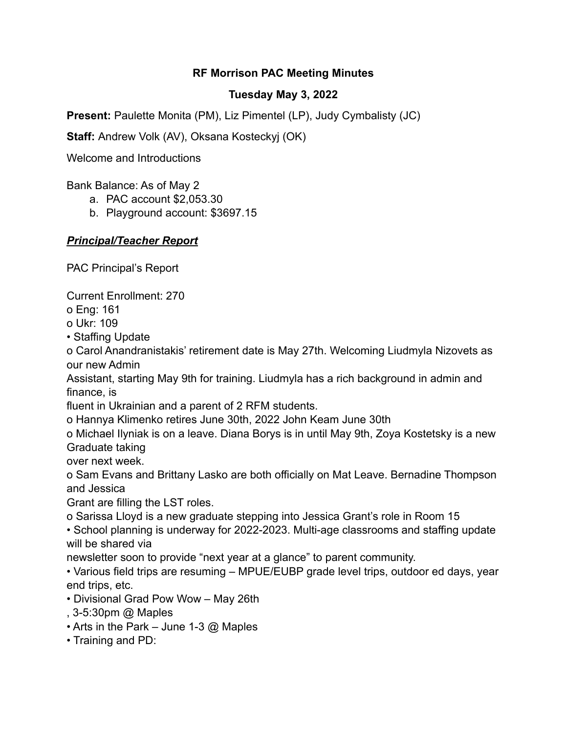**RF Morrison PAC Meeting Minutes**

**Tuesday May 3, 2022**

**Present:** Paulette Monita (PM), Liz Pimentel (LP), Judy Cymbalisty (JC)

**Staff:** Andrew Volk (AV), Oksana Kosteckyj (OK)

Welcome and Introductions

Bank Balance: As of May 2

a. PAC account $2,053.30
b. Playground account: $3697.15

***Principal/Teacher Report***

PAC Principal's Report

Current Enrollment: 270

o Eng: 161

o Ukr: 109

• Staffing Update

o Carol Anandranistakis' retirement date is May 27th. Welcoming Liudmyla Nizovets as our new Admin Assistant, starting May 9th for training. Liudmyla has a rich background in admin and finance, is fluent in Ukrainian and a parent of 2 RFM students.

o Hannya Klimenko retires June 30th, 2022 John Keam June 30th

o Michael Ilyniak is on a leave. Diana Borys is in until May 9th, Zoya Kostetsky is a new Graduate taking over next week.

o Sam Evans and Brittany Lasko are both officially on Mat Leave. Bernadine Thompson and Jessica Grant are filling the LST roles.

o Sarissa Lloyd is a new graduate stepping into Jessica Grant's role in Room 15

• School planning is underway for 2022-2023. Multi-age classrooms and staffing update will be shared via newsletter soon to provide "next year at a glance" to parent community.

• Various field trips are resuming – MPUE/EUBP grade level trips, outdoor ed days, year end trips, etc.

• Divisional Grad Pow Wow – May 26th, 3-5:30pm @ Maples

• Arts in the Park – June 1-3 @ Maples

• Training and PD: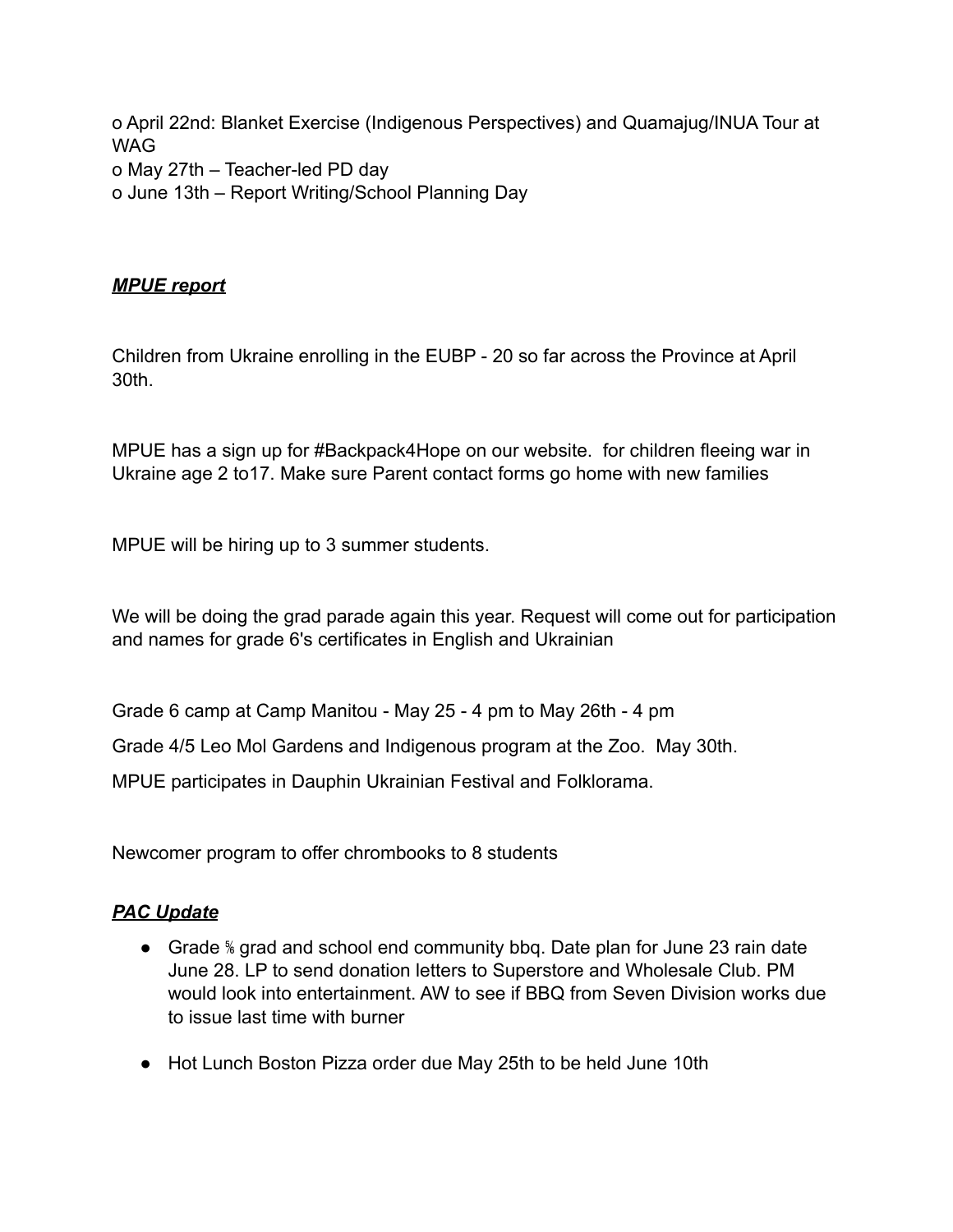o April 22nd: Blanket Exercise (Indigenous Perspectives) and Quamajug/INUA Tour at WAG
o May 27th – Teacher-led PD day
o June 13th – Report Writing/School Planning Day

***MPUE report***

Children from Ukraine enrolling in the EUBP - 20 so far across the Province at April 30th.

MPUE has a sign up for #Backpack4Hope on our website.  for children fleeing war in Ukraine age 2 to17. Make sure Parent contact forms go home with new families

MPUE will be hiring up to 3 summer students.

We will be doing the grad parade again this year. Request will come out for participation and names for grade 6's certificates in English and Ukrainian

Grade 6 camp at Camp Manitou - May 25 - 4 pm to May 26th - 4 pm

Grade 4/5 Leo Mol Gardens and Indigenous program at the Zoo.  May 30th.

MPUE participates in Dauphin Ukrainian Festival and Folklorama.

Newcomer program to offer chrombooks to 8 students

***PAC Update***

- Grade ⅚ grad and school end community bbq. Date plan for June 23 rain date June 28. LP to send donation letters to Superstore and Wholesale Club. PM would look into entertainment. AW to see if BBQ from Seven Division works due to issue last time with burner
- Hot Lunch Boston Pizza order due May 25th to be held June 10th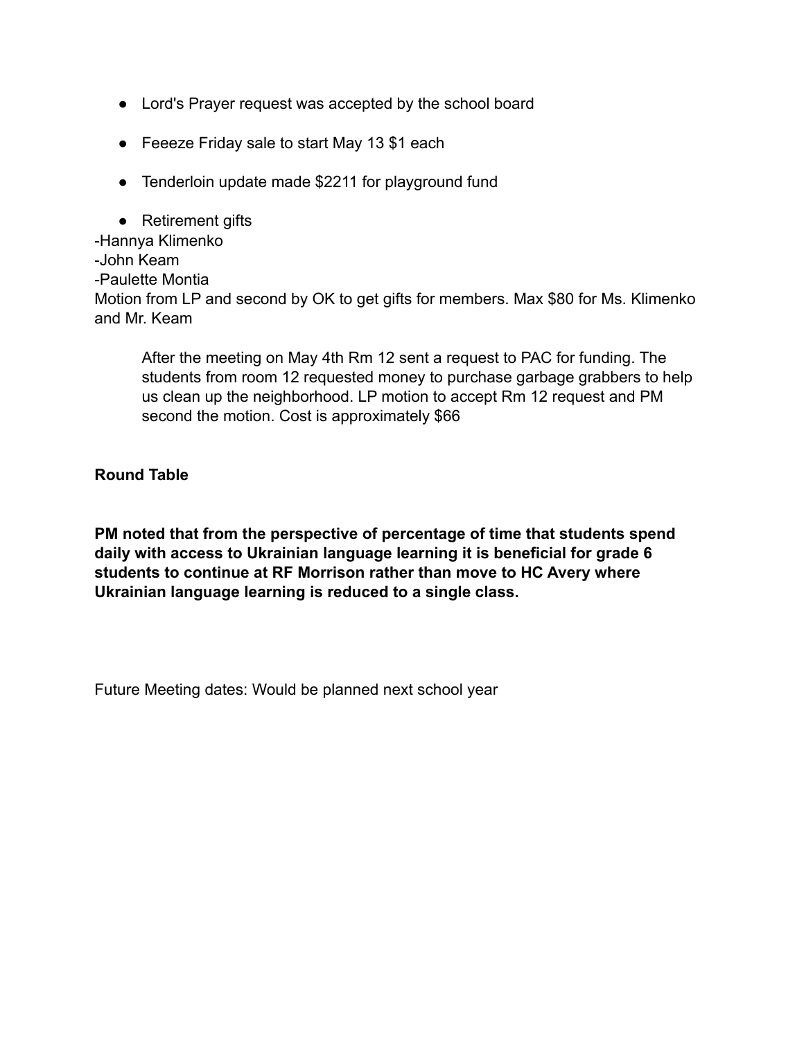- Lord's Prayer request was accepted by the school board
- Feeeze Friday sale to start May 13 $1 each
- Tenderloin update made $2211 for playground fund
- Retirement gifts

-Hannya Klimenko
-John Keam
-Paulette Montia
Motion from LP and second by OK to get gifts for members. Max $80 for Ms. Klimenko and Mr. Keam

> After the meeting on May 4th Rm 12 sent a request to PAC for funding. The students from room 12 requested money to purchase garbage grabbers to help us clean up the neighborhood. LP motion to accept Rm 12 request and PM second the motion. Cost is approximately $66

**Round Table**

**PM noted that from the perspective of percentage of time that students spend daily with access to Ukrainian language learning it is beneficial for grade 6 students to continue at RF Morrison rather than move to HC Avery where Ukrainian language learning is reduced to a single class.**

Future Meeting dates: Would be planned next school year